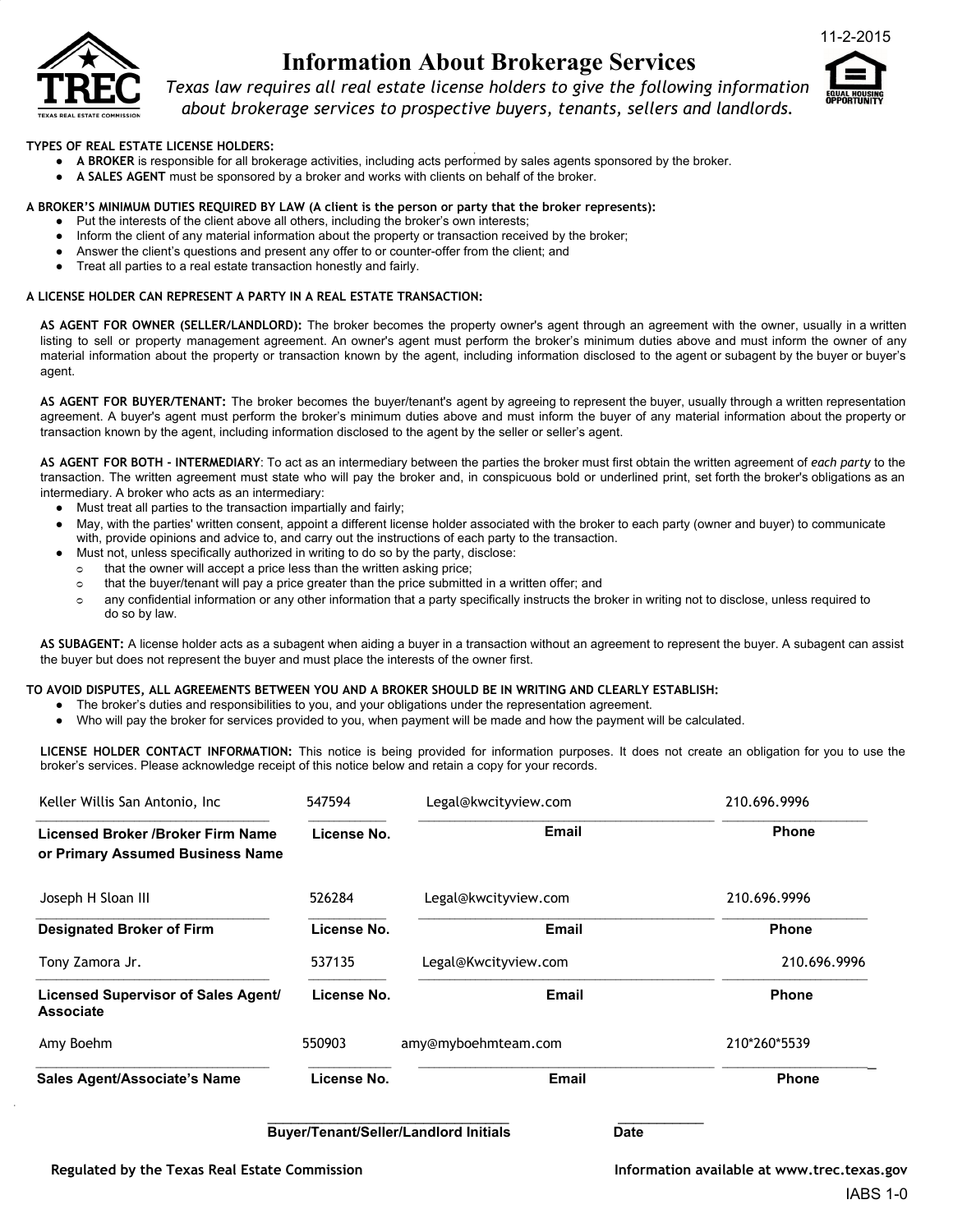11-2-2015

# Information About Brokerage Services

*Texas law requires all real estate license holders to give the following information about brokerage services to prospective buyers, tenants, sellers and landlords.*

**TYPES OF REAL ESTATE LICENSE HOLDERS:**

- **A BROKER** is responsible for all brokerage activities, including acts performed by sales agents sponsored by the broker.
- **A SALES AGENT** must be sponsored by a broker and works with clients on behalf of the broker.

**A BROKER'S MINIMUM DUTIES REQUIRED BY LAW (A client is the person or party that the broker represents):**

- Put the interests of the client above all others, including the broker's own interests;
- Inform the client of any material information about the property or transaction received by the broker;
- Answer the client's questions and present any offer to or counter-offer from the client; and
- Treat all parties to a real estate transaction honestly and fairly.

**A LICENSE HOLDER CAN REPRESENT A PARTY IN A REAL ESTATE TRANSACTION:**

**AS AGENT FOR OWNER (SELLER/LANDLORD):** The broker becomes the property owner's agent through an agreement with the owner, usually in a written listing to sell or property management agreement. An owner's agent must perform the broker's minimum duties above and must inform the owner of any material information about the property or transaction known by the agent, including information disclosed to the agent or subagent by the buyer or buyer's agent.

**AS AGENT FOR BUYER/TENANT:** The broker becomes the buyer/tenant's agent by agreeing to represent the buyer, usually through a written representation agreement. A buyer's agent must perform the broker's minimum duties above and must inform the buyer of any material information about the property or transaction known by the agent, including information disclosed to the agent by the seller or seller's agent.

**AS AGENT FOR BOTH - INTERMEDIARY**: To act as an intermediary between the parties the broker must first obtain the written agreement of *each party* to the transaction. The written agreement must state who will pay the broker and, in conspicuous bold or underlined print, set forth the broker's obligations as an intermediary. A broker who acts as an intermediary:

- Must treat all parties to the transaction impartially and fairly;
- May, with the parties' written consent, appoint a different license holder associated with the broker to each party (owner and buyer) to communicate with, provide opinions and advice to, and carry out the instructions of each party to the transaction.
- Must not, unless specifically authorized in writing to do so by the party, disclose:
  - that the owner will accept a price less than the written asking price;
  - that the buyer/tenant will pay a price greater than the price submitted in a written offer; and
  - any confidential information or any other information that a party specifically instructs the broker in writing not to disclose, unless required to do so by law.

**AS SUBAGENT:** A license holder acts as a subagent when aiding a buyer in a transaction without an agreement to represent the buyer. A subagent can assist the buyer but does not represent the buyer and must place the interests of the owner first.

**TO AVOID DISPUTES, ALL AGREEMENTS BETWEEN YOU AND A BROKER SHOULD BE IN WRITING AND CLEARLY ESTABLISH:**

- The broker's duties and responsibilities to you, and your obligations under the representation agreement.
- Who will pay the broker for services provided to you, when payment will be made and how the payment will be calculated.

**LICENSE HOLDER CONTACT INFORMATION:** This notice is being provided for information purposes. It does not create an obligation for you to use the broker's services. Please acknowledge receipt of this notice below and retain a copy for your records.

| | | | |
|---|---|---|---|
| Keller Willis San Antonio, Inc | 547594 | Legal@kwcityview.com | 210.696.9996 |
| **Licensed Broker /Broker Firm Name or Primary Assumed Business Name** | **License No.** | **Email** | **Phone** |
| Joseph H Sloan III | 526284 | Legal@kwcityview.com | 210.696.9996 |
| **Designated Broker of Firm** | **License No.** | **Email** | **Phone** |
| Tony Zamora Jr. | 537135 | Legal@Kwcityview.com | 210.696.9996 |
| **Licensed Supervisor of Sales Agent/ Associate** | **License No.** | **Email** | **Phone** |
| Amy Boehm | 550903 | amy@myboehmteam.com | 210*260*5539 |
| **Sales Agent/Associate's Name** | **License No.** | **Email** | **Phone** |

_______________________________ **Buyer/Tenant/Seller/Landlord Initials** &nbsp;&nbsp;&nbsp; ___________ **Date**

**Regulated by the Texas Real Estate Commission** &nbsp;&nbsp;&nbsp; **Information available at www.trec.texas.gov**

IABS 1-0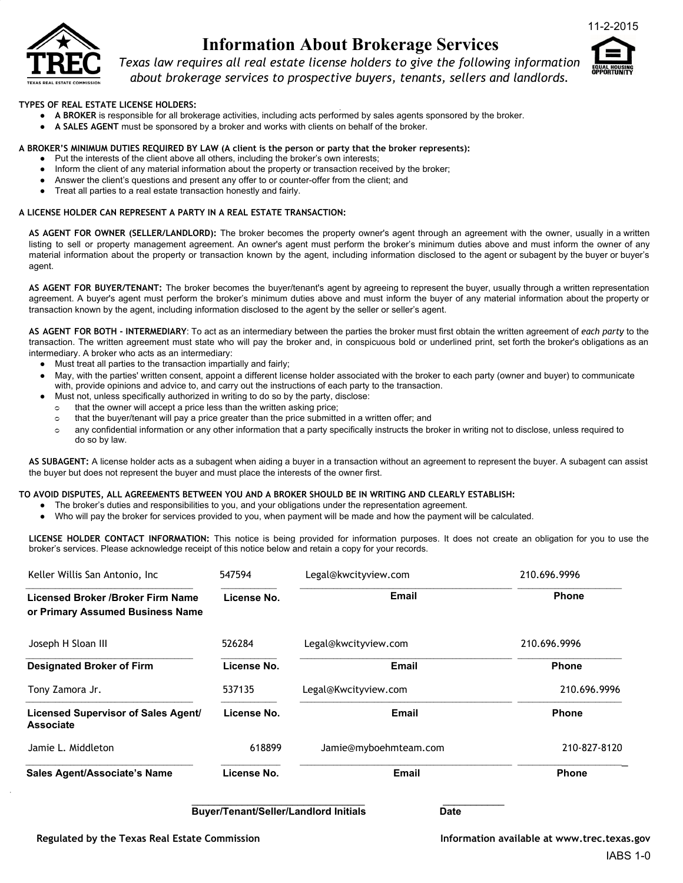11-2-2015

# Information About Brokerage Services

*Texas law requires all real estate license holders to give the following information about brokerage services to prospective buyers, tenants, sellers and landlords.*

**TYPES OF REAL ESTATE LICENSE HOLDERS:**

- **A BROKER** is responsible for all brokerage activities, including acts performed by sales agents sponsored by the broker.
- **A SALES AGENT** must be sponsored by a broker and works with clients on behalf of the broker.

**A BROKER'S MINIMUM DUTIES REQUIRED BY LAW (A client is the person or party that the broker represents):**

- Put the interests of the client above all others, including the broker's own interests;
- Inform the client of any material information about the property or transaction received by the broker;
- Answer the client's questions and present any offer to or counter-offer from the client; and
- Treat all parties to a real estate transaction honestly and fairly.

**A LICENSE HOLDER CAN REPRESENT A PARTY IN A REAL ESTATE TRANSACTION:**

**AS AGENT FOR OWNER (SELLER/LANDLORD):** The broker becomes the property owner's agent through an agreement with the owner, usually in a written listing to sell or property management agreement. An owner's agent must perform the broker's minimum duties above and must inform the owner of any material information about the property or transaction known by the agent, including information disclosed to the agent or subagent by the buyer or buyer's agent.

**AS AGENT FOR BUYER/TENANT:** The broker becomes the buyer/tenant's agent by agreeing to represent the buyer, usually through a written representation agreement. A buyer's agent must perform the broker's minimum duties above and must inform the buyer of any material information about the property or transaction known by the agent, including information disclosed to the agent by the seller or seller's agent.

**AS AGENT FOR BOTH - INTERMEDIARY**: To act as an intermediary between the parties the broker must first obtain the written agreement of *each party* to the transaction. The written agreement must state who will pay the broker and, in conspicuous bold or underlined print, set forth the broker's obligations as an intermediary. A broker who acts as an intermediary:

- Must treat all parties to the transaction impartially and fairly;
- May, with the parties' written consent, appoint a different license holder associated with the broker to each party (owner and buyer) to communicate with, provide opinions and advice to, and carry out the instructions of each party to the transaction.
- Must not, unless specifically authorized in writing to do so by the party, disclose:
  - that the owner will accept a price less than the written asking price;
  - that the buyer/tenant will pay a price greater than the price submitted in a written offer; and
  - any confidential information or any other information that a party specifically instructs the broker in writing not to disclose, unless required to do so by law.

**AS SUBAGENT:** A license holder acts as a subagent when aiding a buyer in a transaction without an agreement to represent the buyer. A subagent can assist the buyer but does not represent the buyer and must place the interests of the owner first.

**TO AVOID DISPUTES, ALL AGREEMENTS BETWEEN YOU AND A BROKER SHOULD BE IN WRITING AND CLEARLY ESTABLISH:**

- The broker's duties and responsibilities to you, and your obligations under the representation agreement.
- Who will pay the broker for services provided to you, when payment will be made and how the payment will be calculated.

**LICENSE HOLDER CONTACT INFORMATION:** This notice is being provided for information purposes. It does not create an obligation for you to use the broker's services. Please acknowledge receipt of this notice below and retain a copy for your records.

| Name | License No. | Email | Phone |
|---|---|---|---|
| Keller Willis San Antonio, Inc | 547594 | Legal@kwcityview.com | 210.696.9996 |
| **Licensed Broker /Broker Firm Name or Primary Assumed Business Name** | **License No.** | **Email** | **Phone** |
| Joseph H Sloan III | 526284 | Legal@kwcityview.com | 210.696.9996 |
| **Designated Broker of Firm** | **License No.** | **Email** | **Phone** |
| Tony Zamora Jr. | 537135 | Legal@Kwcityview.com | 210.696.9996 |
| **Licensed Supervisor of Sales Agent/ Associate** | **License No.** | **Email** | **Phone** |
| Jamie L. Middleton | 618899 | Jamie@myboehmteam.com | 210-827-8120 |
| **Sales Agent/Associate's Name** | **License No.** | **Email** | **Phone** |

______________________ **Buyer/Tenant/Seller/Landlord Initials** __________ **Date**

**Regulated by the Texas Real Estate Commission** **Information available at www.trec.texas.gov**

IABS 1-0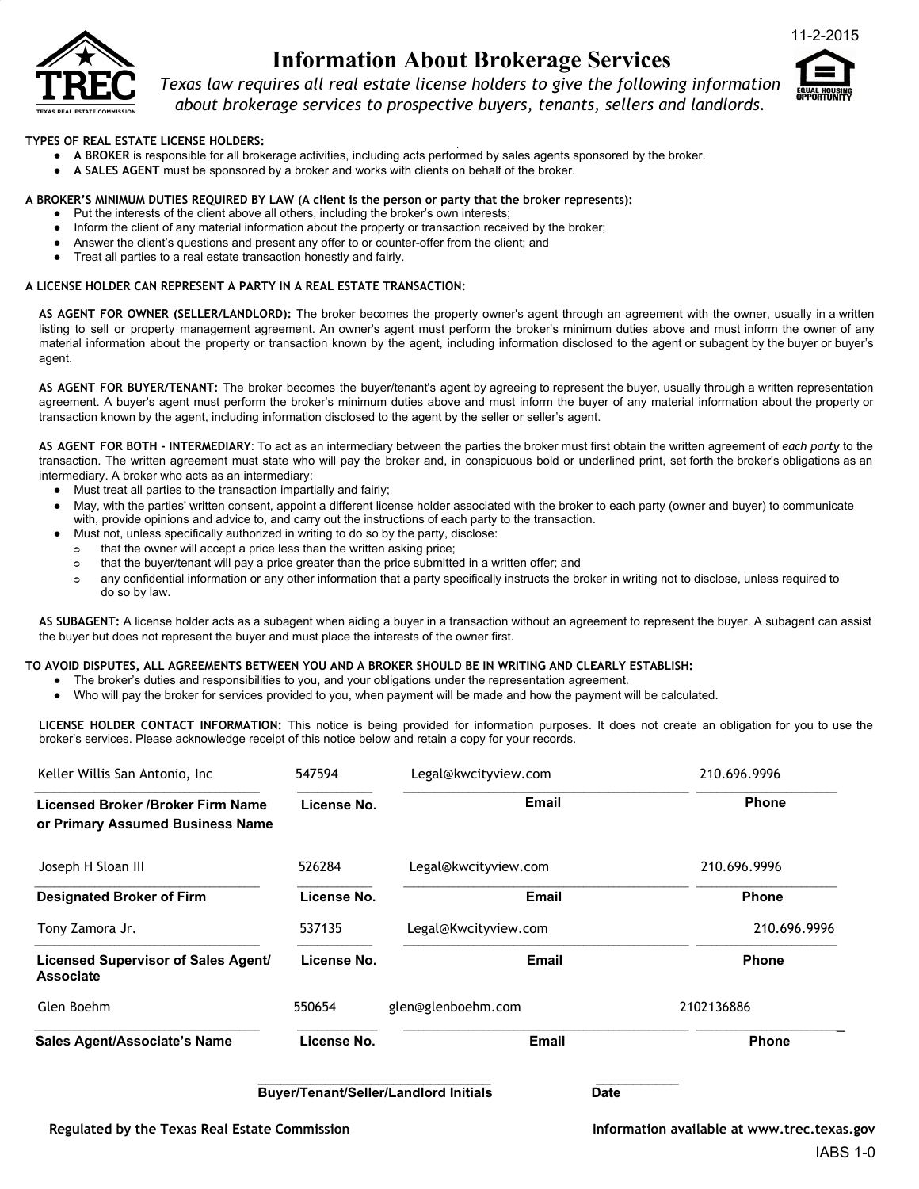11-2-2015

# Information About Brokerage Services

*Texas law requires all real estate license holders to give the following information about brokerage services to prospective buyers, tenants, sellers and landlords.*

**TYPES OF REAL ESTATE LICENSE HOLDERS:**

- **A BROKER** is responsible for all brokerage activities, including acts performed by sales agents sponsored by the broker.
- **A SALES AGENT** must be sponsored by a broker and works with clients on behalf of the broker.

**A BROKER'S MINIMUM DUTIES REQUIRED BY LAW (A client is the person or party that the broker represents):**

- Put the interests of the client above all others, including the broker's own interests;
- Inform the client of any material information about the property or transaction received by the broker;
- Answer the client's questions and present any offer to or counter-offer from the client; and
- Treat all parties to a real estate transaction honestly and fairly.

**A LICENSE HOLDER CAN REPRESENT A PARTY IN A REAL ESTATE TRANSACTION:**

**AS AGENT FOR OWNER (SELLER/LANDLORD):** The broker becomes the property owner's agent through an agreement with the owner, usually in a written listing to sell or property management agreement. An owner's agent must perform the broker's minimum duties above and must inform the owner of any material information about the property or transaction known by the agent, including information disclosed to the agent or subagent by the buyer or buyer's agent.

**AS AGENT FOR BUYER/TENANT:** The broker becomes the buyer/tenant's agent by agreeing to represent the buyer, usually through a written representation agreement. A buyer's agent must perform the broker's minimum duties above and must inform the buyer of any material information about the property or transaction known by the agent, including information disclosed to the agent by the seller or seller's agent.

**AS AGENT FOR BOTH - INTERMEDIARY**: To act as an intermediary between the parties the broker must first obtain the written agreement of *each party* to the transaction. The written agreement must state who will pay the broker and, in conspicuous bold or underlined print, set forth the broker's obligations as an intermediary. A broker who acts as an intermediary:

- Must treat all parties to the transaction impartially and fairly;
- May, with the parties' written consent, appoint a different license holder associated with the broker to each party (owner and buyer) to communicate with, provide opinions and advice to, and carry out the instructions of each party to the transaction.
- Must not, unless specifically authorized in writing to do so by the party, disclose:
  - that the owner will accept a price less than the written asking price;
  - that the buyer/tenant will pay a price greater than the price submitted in a written offer; and
  - any confidential information or any other information that a party specifically instructs the broker in writing not to disclose, unless required to do so by law.

**AS SUBAGENT:** A license holder acts as a subagent when aiding a buyer in a transaction without an agreement to represent the buyer. A subagent can assist the buyer but does not represent the buyer and must place the interests of the owner first.

**TO AVOID DISPUTES, ALL AGREEMENTS BETWEEN YOU AND A BROKER SHOULD BE IN WRITING AND CLEARLY ESTABLISH:**

- The broker's duties and responsibilities to you, and your obligations under the representation agreement.
- Who will pay the broker for services provided to you, when payment will be made and how the payment will be calculated.

**LICENSE HOLDER CONTACT INFORMATION:** This notice is being provided for information purposes. It does not create an obligation for you to use the broker's services. Please acknowledge receipt of this notice below and retain a copy for your records.

| Name | License No. | Email | Phone |
|---|---|---|---|
| Keller Willis San Antonio, Inc | 547594 | Legal@kwcityview.com | 210.696.9996 |
| **Licensed Broker /Broker Firm Name or Primary Assumed Business Name** | **License No.** | **Email** | **Phone** |
| Joseph H Sloan III | 526284 | Legal@kwcityview.com | 210.696.9996 |
| **Designated Broker of Firm** | **License No.** | **Email** | **Phone** |
| Tony Zamora Jr. | 537135 | Legal@Kwcityview.com | 210.696.9996 |
| **Licensed Supervisor of Sales Agent/ Associate** | **License No.** | **Email** | **Phone** |
| Glen Boehm | 550654 | glen@glenboehm.com | 2102136886 |
| **Sales Agent/Associate's Name** | **License No.** | **Email** | **Phone** |

\_\_\_\_\_\_\_\_\_\_\_\_\_\_\_\_\_\_\_\_\_\_\_\_\_\_\_\_\_\_ **Buyer/Tenant/Seller/Landlord Initials** \_\_\_\_\_\_\_\_\_\_\_ **Date**

**Regulated by the Texas Real Estate Commission** **Information available at www.trec.texas.gov**

IABS 1-0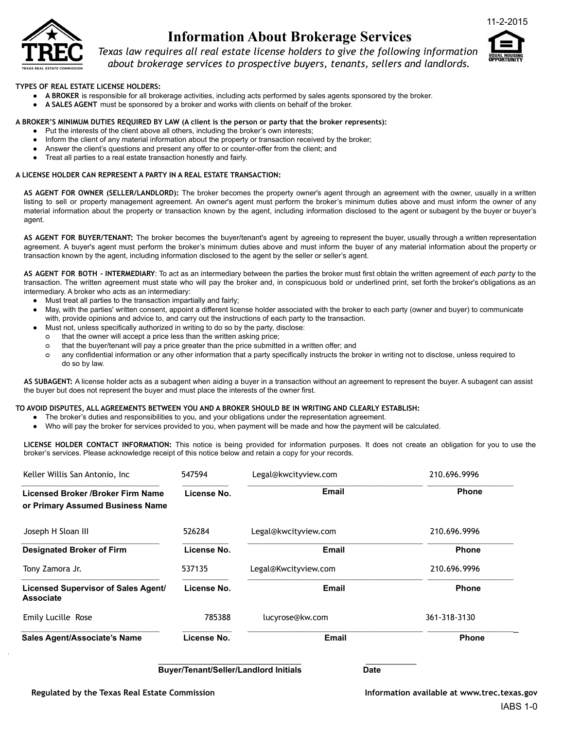11-2-2015

# Information About Brokerage Services

*Texas law requires all real estate license holders to give the following information about brokerage services to prospective buyers, tenants, sellers and landlords.*

**TYPES OF REAL ESTATE LICENSE HOLDERS:**

- **A BROKER** is responsible for all brokerage activities, including acts performed by sales agents sponsored by the broker.
- **A SALES AGENT** must be sponsored by a broker and works with clients on behalf of the broker.

**A BROKER'S MINIMUM DUTIES REQUIRED BY LAW (A client is the person or party that the broker represents):**

- Put the interests of the client above all others, including the broker's own interests;
- Inform the client of any material information about the property or transaction received by the broker;
- Answer the client's questions and present any offer to or counter-offer from the client; and
- Treat all parties to a real estate transaction honestly and fairly.

**A LICENSE HOLDER CAN REPRESENT A PARTY IN A REAL ESTATE TRANSACTION:**

**AS AGENT FOR OWNER (SELLER/LANDLORD):** The broker becomes the property owner's agent through an agreement with the owner, usually in a written listing to sell or property management agreement. An owner's agent must perform the broker's minimum duties above and must inform the owner of any material information about the property or transaction known by the agent, including information disclosed to the agent or subagent by the buyer or buyer's agent.

**AS AGENT FOR BUYER/TENANT:** The broker becomes the buyer/tenant's agent by agreeing to represent the buyer, usually through a written representation agreement. A buyer's agent must perform the broker's minimum duties above and must inform the buyer of any material information about the property or transaction known by the agent, including information disclosed to the agent by the seller or seller's agent.

**AS AGENT FOR BOTH - INTERMEDIARY**: To act as an intermediary between the parties the broker must first obtain the written agreement of *each party* to the transaction. The written agreement must state who will pay the broker and, in conspicuous bold or underlined print, set forth the broker's obligations as an intermediary. A broker who acts as an intermediary:

- Must treat all parties to the transaction impartially and fairly;
- May, with the parties' written consent, appoint a different license holder associated with the broker to each party (owner and buyer) to communicate with, provide opinions and advice to, and carry out the instructions of each party to the transaction.
- Must not, unless specifically authorized in writing to do so by the party, disclose:
  - that the owner will accept a price less than the written asking price;
  - that the buyer/tenant will pay a price greater than the price submitted in a written offer; and
  - any confidential information or any other information that a party specifically instructs the broker in writing not to disclose, unless required to do so by law.

**AS SUBAGENT:** A license holder acts as a subagent when aiding a buyer in a transaction without an agreement to represent the buyer. A subagent can assist the buyer but does not represent the buyer and must place the interests of the owner first.

**TO AVOID DISPUTES, ALL AGREEMENTS BETWEEN YOU AND A BROKER SHOULD BE IN WRITING AND CLEARLY ESTABLISH:**

- The broker's duties and responsibilities to you, and your obligations under the representation agreement.
- Who will pay the broker for services provided to you, when payment will be made and how the payment will be calculated.

**LICENSE HOLDER CONTACT INFORMATION:** This notice is being provided for information purposes. It does not create an obligation for you to use the broker's services. Please acknowledge receipt of this notice below and retain a copy for your records.

| | | | |
|---|---|---|---|
| Keller Willis San Antonio, Inc | 547594 | Legal@kwcityview.com | 210.696.9996 |
| **Licensed Broker /Broker Firm Name or Primary Assumed Business Name** | **License No.** | **Email** | **Phone** |
| Joseph H Sloan III | 526284 | Legal@kwcityview.com | 210.696.9996 |
| **Designated Broker of Firm** | **License No.** | **Email** | **Phone** |
| Tony Zamora Jr. | 537135 | Legal@Kwcityview.com | 210.696.9996 |
| **Licensed Supervisor of Sales Agent/ Associate** | **License No.** | **Email** | **Phone** |
| Emily Lucille Rose | 785388 | lucyrose@kw.com | 361-318-3130 |
| **Sales Agent/Associate's Name** | **License No.** | **Email** | **Phone** |

_________________________________ ___________

**Buyer/Tenant/Seller/Landlord Initials** **Date**

**Regulated by the Texas Real Estate Commission** **Information available at www.trec.texas.gov**

IABS 1-0